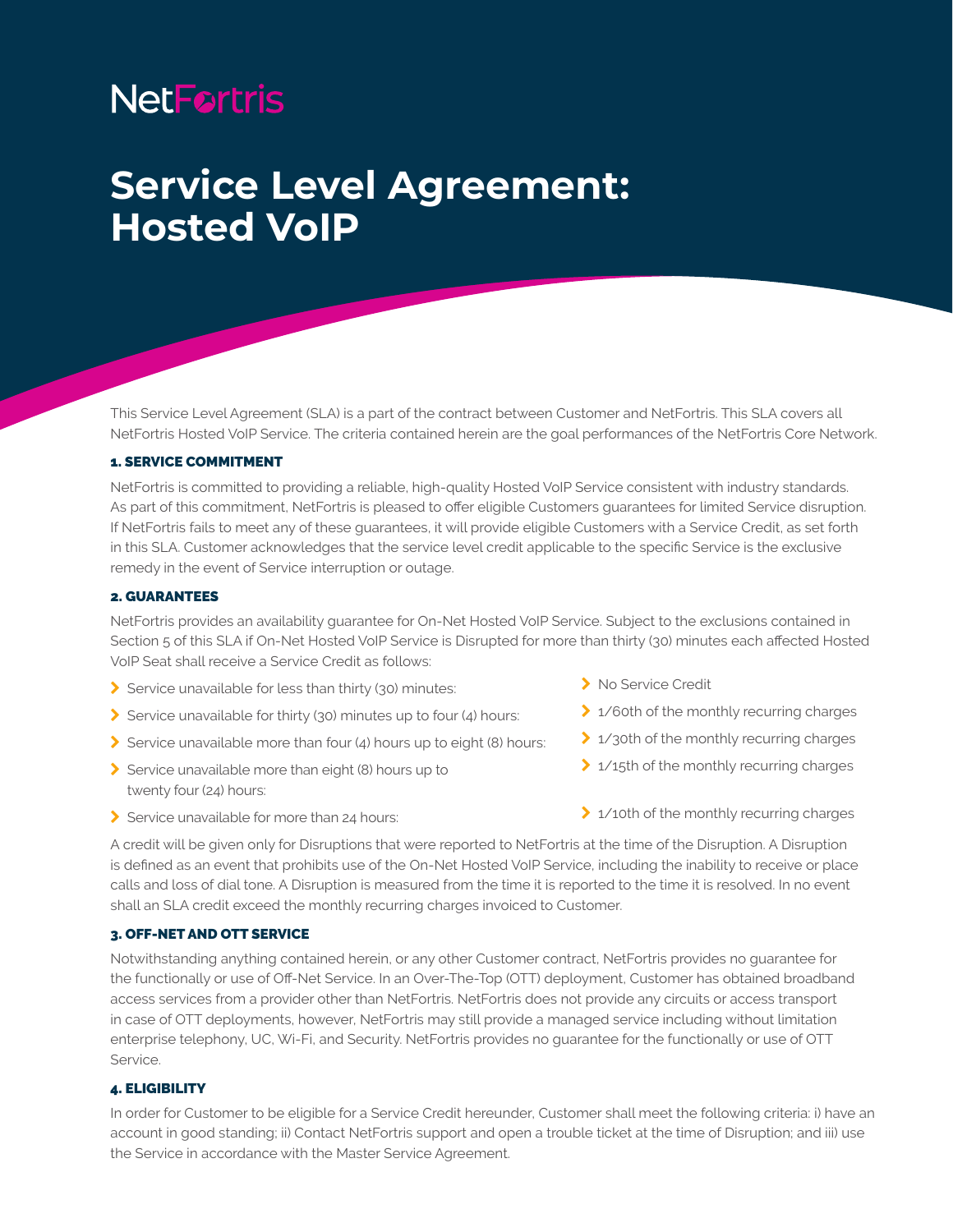NetFortris

# Service Level Agreement: Hosted VoIP

This Service Level Agreement (SLA) is a part of the contract between Customer and NetFortris. This SLA covers all NetFortris Hosted VoIP Service. The criteria contained herein are the goal performances of the NetFortris Core Network.

### 1. SERVICE COMMITMENT

NetFortris is committed to providing a reliable, high-quality Hosted VoIP Service consistent with industry standards. As part of this commitment, NetFortris is pleased to offer eligible Customers guarantees for limited Service disruption. If NetFortris fails to meet any of these guarantees, it will provide eligible Customers with a Service Credit, as set forth in this SLA. Customer acknowledges that the service level credit applicable to the specific Service is the exclusive remedy in the event of Service interruption or outage.

### 2. GUARANTEES

NetFortris provides an availability guarantee for On-Net Hosted VoIP Service. Subject to the exclusions contained in Section 5 of this SLA if On-Net Hosted VoIP Service is Disrupted for more than thirty (30) minutes each affected Hosted VoIP Seat shall receive a Service Credit as follows:

- Service unavailable for less than thirty (30) minutes: No Service Credit
- Service unavailable for thirty (30) minutes up to four (4) hours: 1/60th of the monthly recurring charges
- Service unavailable more than four (4) hours up to eight (8) hours: 1/30th of the monthly recurring charges
- Service unavailable more than eight (8) hours up to twenty four (24) hours: 1/15th of the monthly recurring charges
- Service unavailable for more than 24 hours: 1/10th of the monthly recurring charges

A credit will be given only for Disruptions that were reported to NetFortris at the time of the Disruption. A Disruption is defined as an event that prohibits use of the On-Net Hosted VoIP Service, including the inability to receive or place calls and loss of dial tone. A Disruption is measured from the time it is reported to the time it is resolved. In no event shall an SLA credit exceed the monthly recurring charges invoiced to Customer.

### 3. OFF-NET AND OTT SERVICE

Notwithstanding anything contained herein, or any other Customer contract, NetFortris provides no guarantee for the functionally or use of Off-Net Service. In an Over-The-Top (OTT) deployment, Customer has obtained broadband access services from a provider other than NetFortris. NetFortris does not provide any circuits or access transport in case of OTT deployments, however, NetFortris may still provide a managed service including without limitation enterprise telephony, UC, Wi-Fi, and Security. NetFortris provides no guarantee for the functionally or use of OTT Service.

### 4. ELIGIBILITY

In order for Customer to be eligible for a Service Credit hereunder, Customer shall meet the following criteria: i) have an account in good standing; ii) Contact NetFortris support and open a trouble ticket at the time of Disruption; and iii) use the Service in accordance with the Master Service Agreement.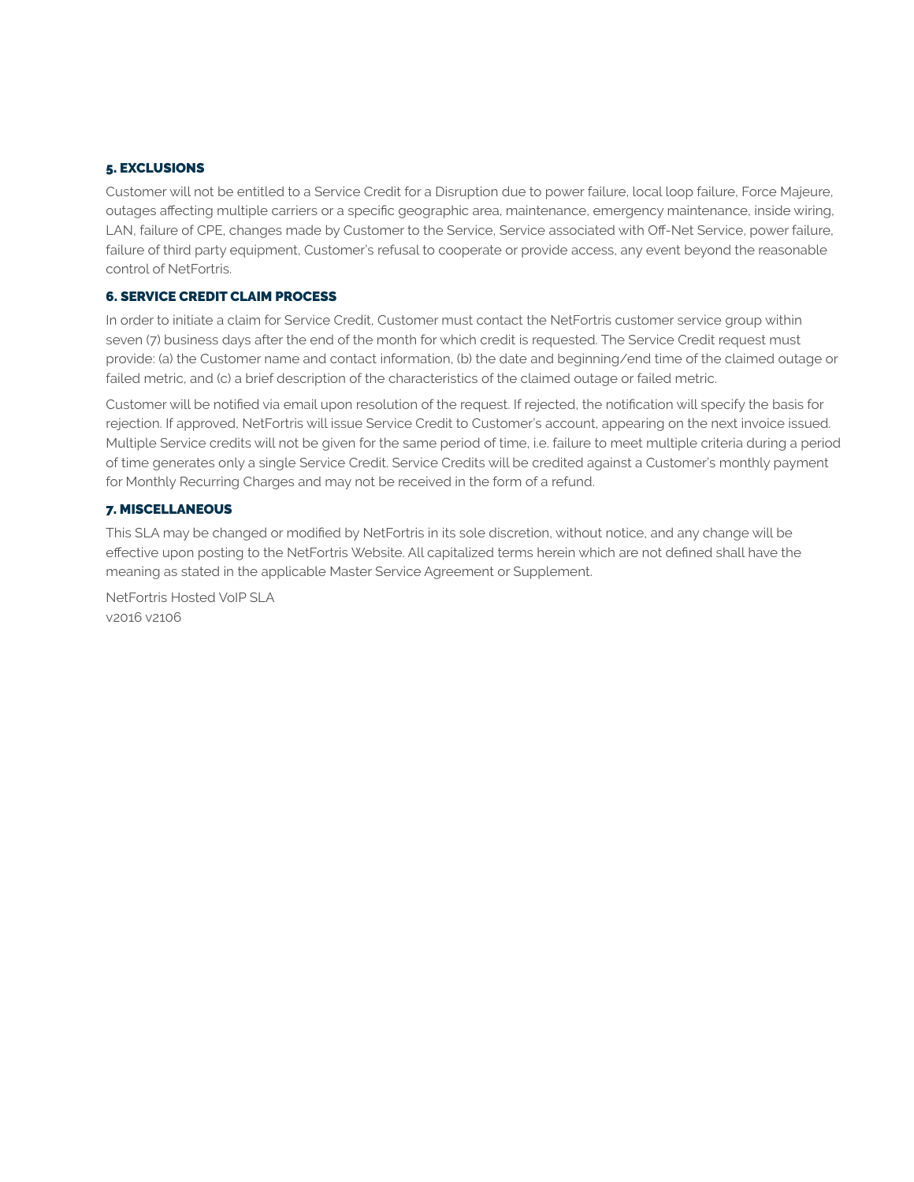## 5. EXCLUSIONS

Customer will not be entitled to a Service Credit for a Disruption due to power failure, local loop failure, Force Majeure, outages affecting multiple carriers or a specific geographic area, maintenance, emergency maintenance, inside wiring, LAN, failure of CPE, changes made by Customer to the Service, Service associated with Off-Net Service, power failure, failure of third party equipment, Customer's refusal to cooperate or provide access, any event beyond the reasonable control of NetFortris.

## 6. SERVICE CREDIT CLAIM PROCESS

In order to initiate a claim for Service Credit, Customer must contact the NetFortris customer service group within seven (7) business days after the end of the month for which credit is requested. The Service Credit request must provide: (a) the Customer name and contact information, (b) the date and beginning/end time of the claimed outage or failed metric, and (c) a brief description of the characteristics of the claimed outage or failed metric.

Customer will be notified via email upon resolution of the request. If rejected, the notification will specify the basis for rejection. If approved, NetFortris will issue Service Credit to Customer's account, appearing on the next invoice issued. Multiple Service credits will not be given for the same period of time, i.e. failure to meet multiple criteria during a period of time generates only a single Service Credit. Service Credits will be credited against a Customer's monthly payment for Monthly Recurring Charges and may not be received in the form of a refund.

## 7. MISCELLANEOUS

This SLA may be changed or modified by NetFortris in its sole discretion, without notice, and any change will be effective upon posting to the NetFortris Website. All capitalized terms herein which are not defined shall have the meaning as stated in the applicable Master Service Agreement or Supplement.

NetFortris Hosted VoIP SLA
v2016 v2106